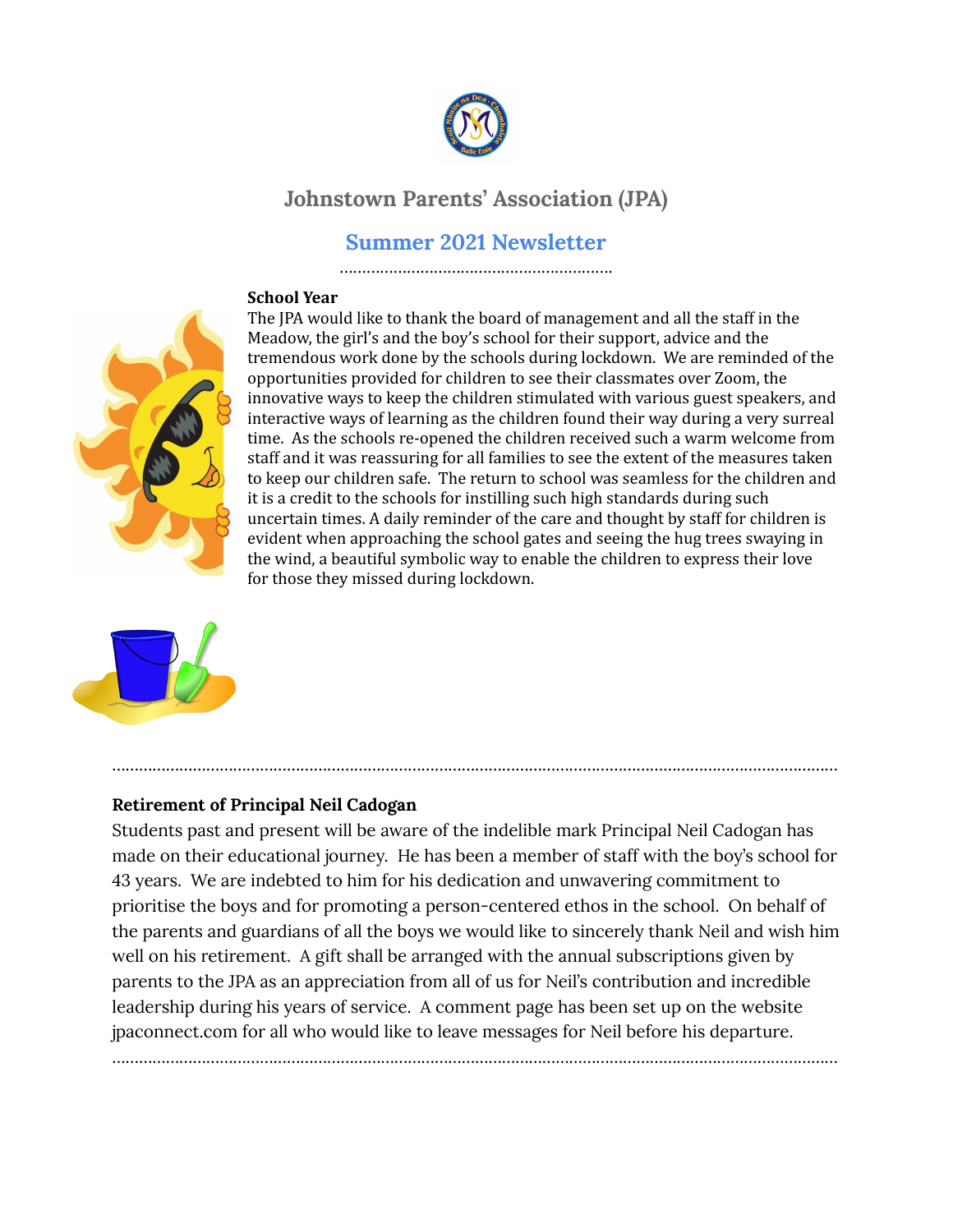# Johnstown Parents' Association (JPA)

## Summer 2021 Newsletter

**School Year**

The JPA would like to thank the board of management and all the staff in the Meadow, the girl's and the boy's school for their support, advice and the tremendous work done by the schools during lockdown. We are reminded of the opportunities provided for children to see their classmates over Zoom, the innovative ways to keep the children stimulated with various guest speakers, and interactive ways of learning as the children found their way during a very surreal time. As the schools re-opened the children received such a warm welcome from staff and it was reassuring for all families to see the extent of the measures taken to keep our children safe. The return to school was seamless for the children and it is a credit to the schools for instilling such high standards during such uncertain times. A daily reminder of the care and thought by staff for children is evident when approaching the school gates and seeing the hug trees swaying in the wind, a beautiful symbolic way to enable the children to express their love for those they missed during lockdown.

---

**Retirement of Principal Neil Cadogan**

Students past and present will be aware of the indelible mark Principal Neil Cadogan has made on their educational journey. He has been a member of staff with the boy's school for 43 years. We are indebted to him for his dedication and unwavering commitment to prioritise the boys and for promoting a person-centered ethos in the school. On behalf of the parents and guardians of all the boys we would like to sincerely thank Neil and wish him well on his retirement. A gift shall be arranged with the annual subscriptions given by parents to the JPA as an appreciation from all of us for Neil's contribution and incredible leadership during his years of service. A comment page has been set up on the website jpaconnect.com for all who would like to leave messages for Neil before his departure.

---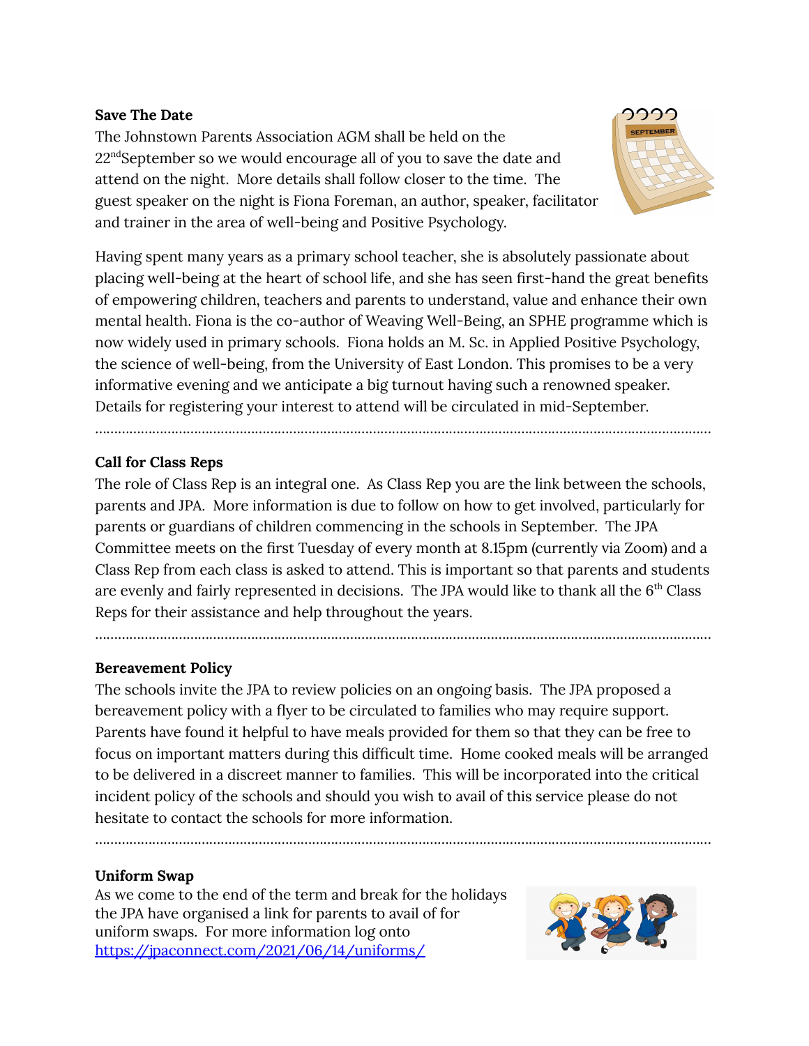**Save The Date**

The Johnstown Parents Association AGM shall be held on the 22nd September so we would encourage all of you to save the date and attend on the night. More details shall follow closer to the time. The guest speaker on the night is Fiona Foreman, an author, speaker, facilitator and trainer in the area of well-being and Positive Psychology.

Having spent many years as a primary school teacher, she is absolutely passionate about placing well-being at the heart of school life, and she has seen first-hand the great benefits of empowering children, teachers and parents to understand, value and enhance their own mental health. Fiona is the co-author of Weaving Well-Being, an SPHE programme which is now widely used in primary schools. Fiona holds an M. Sc. in Applied Positive Psychology, the science of well-being, from the University of East London. This promises to be a very informative evening and we anticipate a big turnout having such a renowned speaker. Details for registering your interest to attend will be circulated in mid-September.

---

**Call for Class Reps**

The role of Class Rep is an integral one. As Class Rep you are the link between the schools, parents and JPA. More information is due to follow on how to get involved, particularly for parents or guardians of children commencing in the schools in September. The JPA Committee meets on the first Tuesday of every month at 8.15pm (currently via Zoom) and a Class Rep from each class is asked to attend. This is important so that parents and students are evenly and fairly represented in decisions. The JPA would like to thank all the 6th Class Reps for their assistance and help throughout the years.

---

**Bereavement Policy**

The schools invite the JPA to review policies on an ongoing basis. The JPA proposed a bereavement policy with a flyer to be circulated to families who may require support. Parents have found it helpful to have meals provided for them so that they can be free to focus on important matters during this difficult time. Home cooked meals will be arranged to be delivered in a discreet manner to families. This will be incorporated into the critical incident policy of the schools and should you wish to avail of this service please do not hesitate to contact the schools for more information.

---

**Uniform Swap**

As we come to the end of the term and break for the holidays the JPA have organised a link for parents to avail of for uniform swaps. For more information log onto [https://jpaconnect.com/2021/06/14/uniforms/](https://jpaconnect.com/2021/06/14/uniforms/)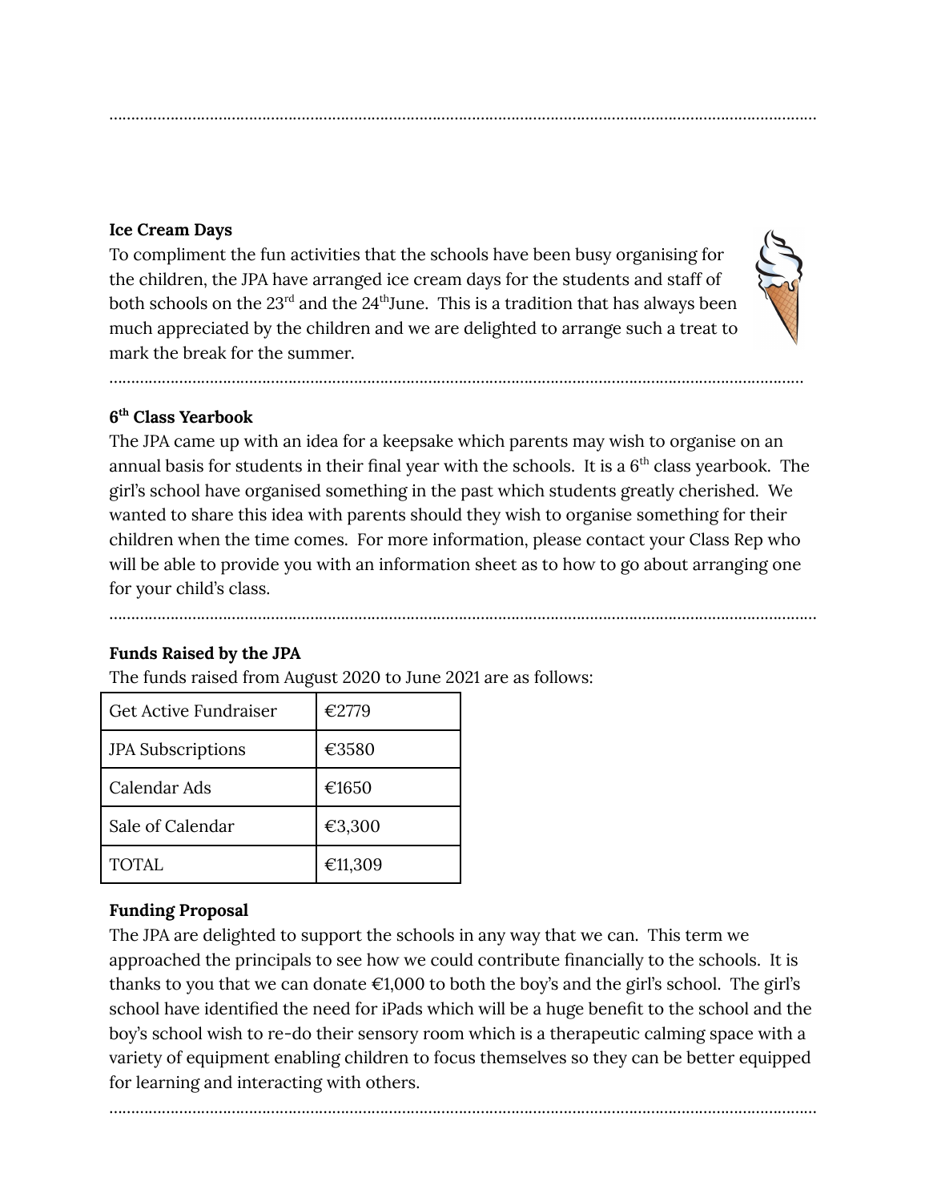---

**Ice Cream Days**

To compliment the fun activities that the schools have been busy organising for the children, the JPA have arranged ice cream days for the students and staff of both schools on the 23rd and the 24th June. This is a tradition that has always been much appreciated by the children and we are delighted to arrange such a treat to mark the break for the summer.

---

**6th Class Yearbook**

The JPA came up with an idea for a keepsake which parents may wish to organise on an annual basis for students in their final year with the schools. It is a 6th class yearbook. The girl's school have organised something in the past which students greatly cherished. We wanted to share this idea with parents should they wish to organise something for their children when the time comes. For more information, please contact your Class Rep who will be able to provide you with an information sheet as to how to go about arranging one for your child's class.

---

**Funds Raised by the JPA**

The funds raised from August 2020 to June 2021 are as follows:

| Get Active Fundraiser | €2779 |
|---|---|
| JPA Subscriptions | €3580 |
| Calendar Ads | €1650 |
| Sale of Calendar | €3,300 |
| TOTAL | €11,309 |

**Funding Proposal**

The JPA are delighted to support the schools in any way that we can. This term we approached the principals to see how we could contribute financially to the schools. It is thanks to you that we can donate €1,000 to both the boy's and the girl's school. The girl's school have identified the need for iPads which will be a huge benefit to the school and the boy's school wish to re-do their sensory room which is a therapeutic calming space with a variety of equipment enabling children to focus themselves so they can be better equipped for learning and interacting with others.

---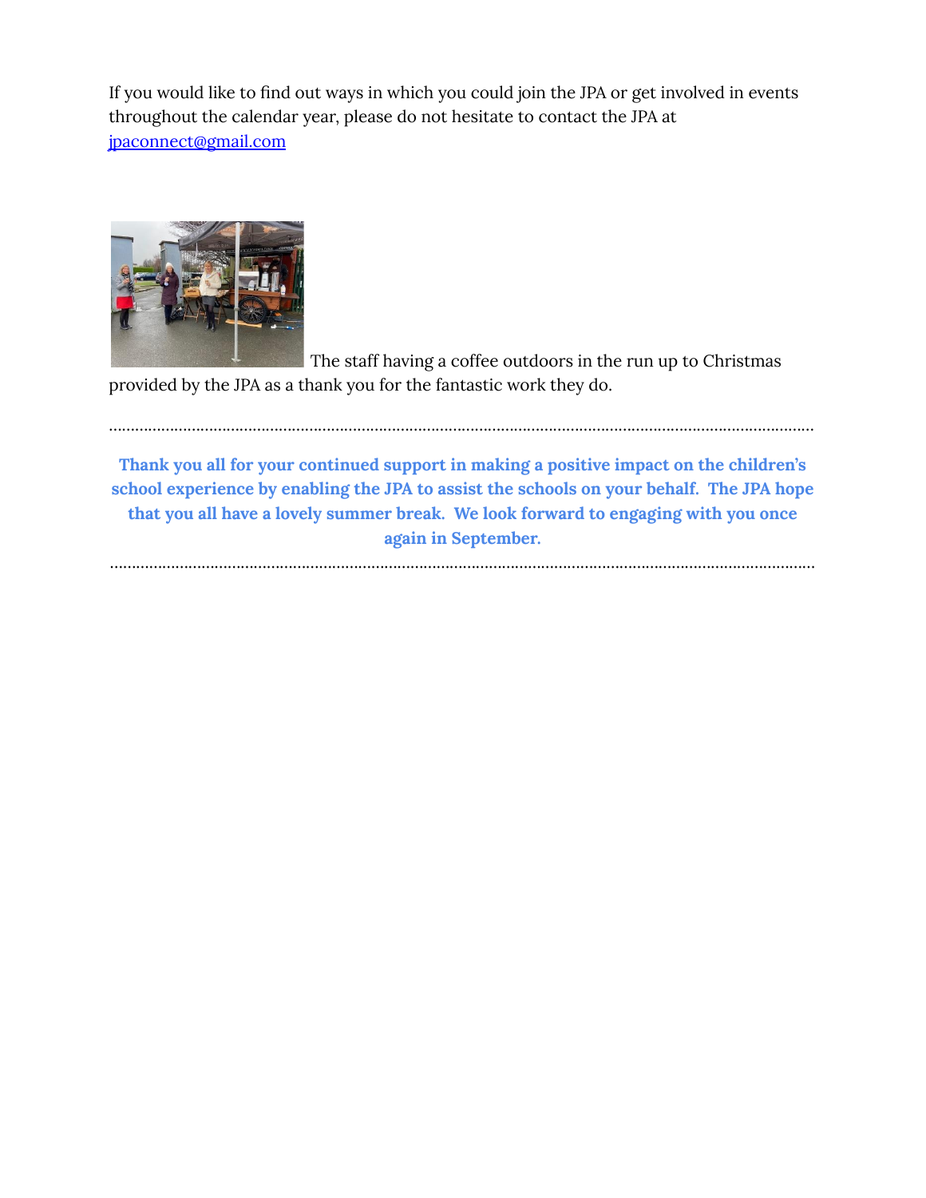If you would like to find out ways in which you could join the JPA or get involved in events throughout the calendar year, please do not hesitate to contact the JPA at [jpaconnect@gmail.com](mailto:jpaconnect@gmail.com)

The staff having a coffee outdoors in the run up to Christmas provided by the JPA as a thank you for the fantastic work they do.

---

**Thank you all for your continued support in making a positive impact on the children's school experience by enabling the JPA to assist the schools on your behalf. The JPA hope that you all have a lovely summer break. We look forward to engaging with you once again in September.**

---